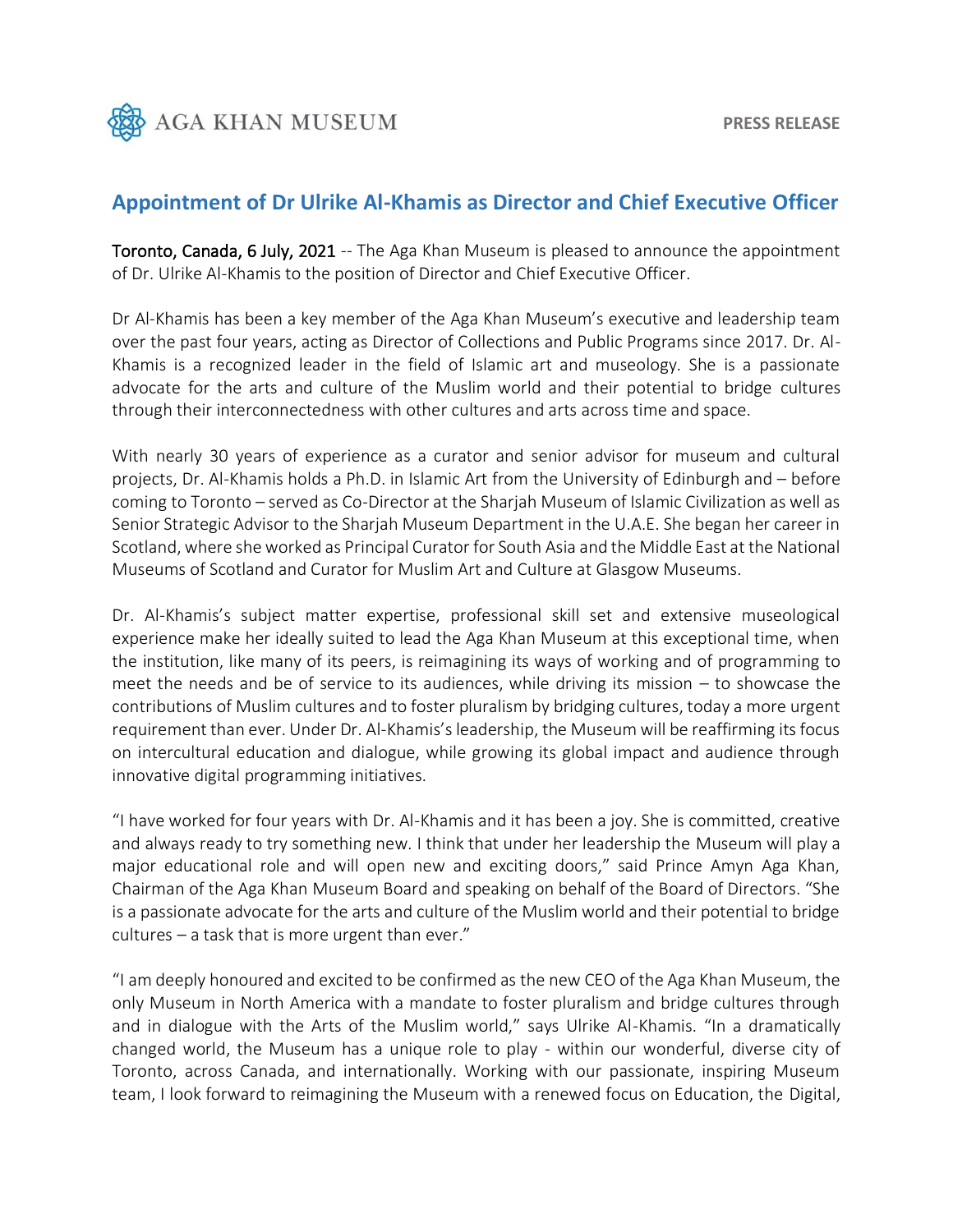AGA KHAN MUSEUM

**PRESS RELEASE**

## Appointment of Dr Ulrike Al-Khamis as Director and Chief Executive Officer

Toronto, Canada, 6 July, 2021 -- The Aga Khan Museum is pleased to announce the appointment of Dr. Ulrike Al-Khamis to the position of Director and Chief Executive Officer.

Dr Al-Khamis has been a key member of the Aga Khan Museum's executive and leadership team over the past four years, acting as Director of Collections and Public Programs since 2017. Dr. Al-Khamis is a recognized leader in the field of Islamic art and museology. She is a passionate advocate for the arts and culture of the Muslim world and their potential to bridge cultures through their interconnectedness with other cultures and arts across time and space.

With nearly 30 years of experience as a curator and senior advisor for museum and cultural projects, Dr. Al-Khamis holds a Ph.D. in Islamic Art from the University of Edinburgh and – before coming to Toronto – served as Co-Director at the Sharjah Museum of Islamic Civilization as well as Senior Strategic Advisor to the Sharjah Museum Department in the U.A.E. She began her career in Scotland, where she worked as Principal Curator for South Asia and the Middle East at the National Museums of Scotland and Curator for Muslim Art and Culture at Glasgow Museums.

Dr. Al-Khamis's subject matter expertise, professional skill set and extensive museological experience make her ideally suited to lead the Aga Khan Museum at this exceptional time, when the institution, like many of its peers, is reimagining its ways of working and of programming to meet the needs and be of service to its audiences, while driving its mission – to showcase the contributions of Muslim cultures and to foster pluralism by bridging cultures, today a more urgent requirement than ever. Under Dr. Al-Khamis's leadership, the Museum will be reaffirming its focus on intercultural education and dialogue, while growing its global impact and audience through innovative digital programming initiatives.

"I have worked for four years with Dr. Al-Khamis and it has been a joy. She is committed, creative and always ready to try something new. I think that under her leadership the Museum will play a major educational role and will open new and exciting doors," said Prince Amyn Aga Khan, Chairman of the Aga Khan Museum Board and speaking on behalf of the Board of Directors. "She is a passionate advocate for the arts and culture of the Muslim world and their potential to bridge cultures – a task that is more urgent than ever."

"I am deeply honoured and excited to be confirmed as the new CEO of the Aga Khan Museum, the only Museum in North America with a mandate to foster pluralism and bridge cultures through and in dialogue with the Arts of the Muslim world," says Ulrike Al-Khamis. "In a dramatically changed world, the Museum has a unique role to play - within our wonderful, diverse city of Toronto, across Canada, and internationally. Working with our passionate, inspiring Museum team, I look forward to reimagining the Museum with a renewed focus on Education, the Digital,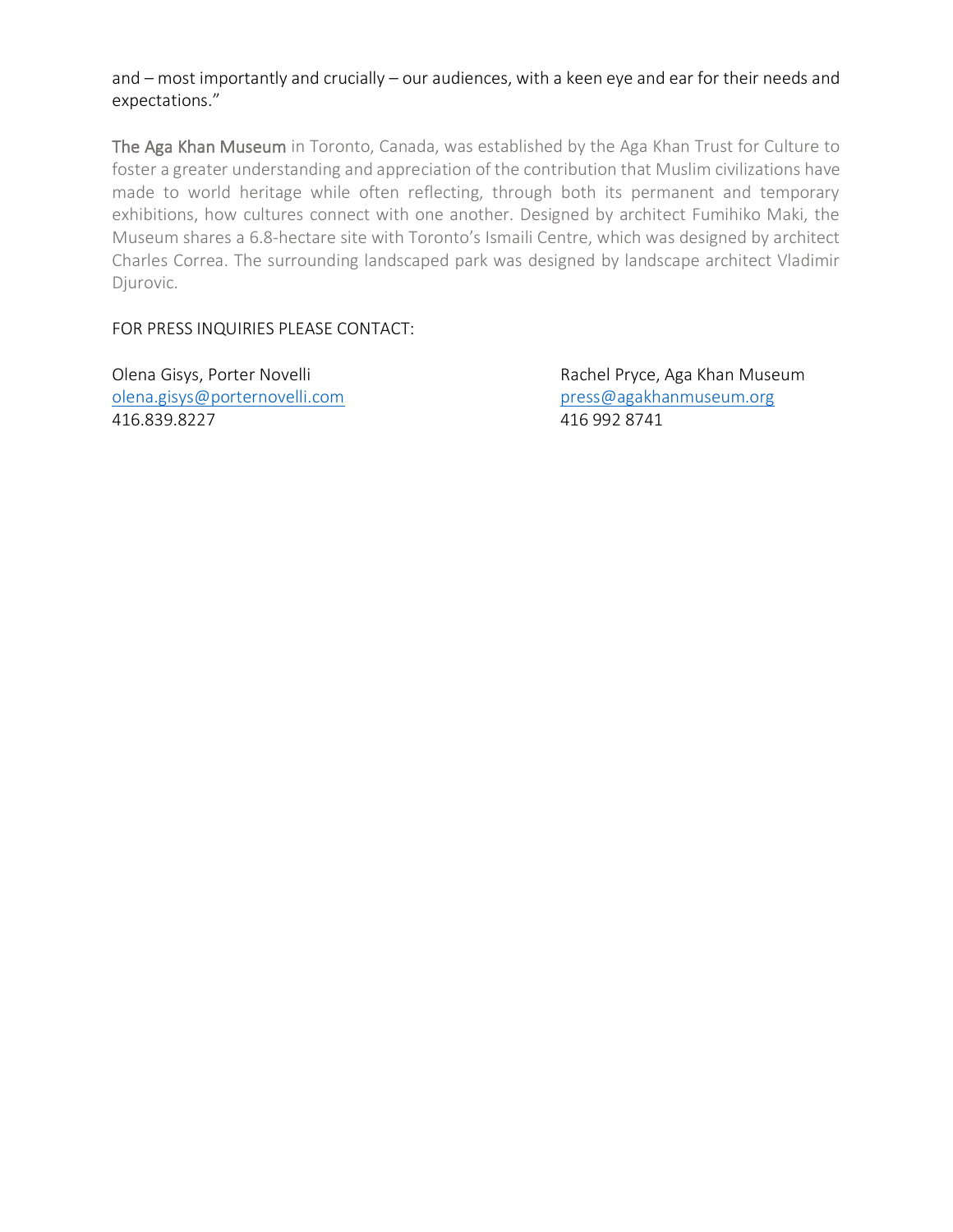and – most importantly and crucially – our audiences, with a keen eye and ear for their needs and expectations."

**The Aga Khan Museum** in Toronto, Canada, was established by the Aga Khan Trust for Culture to foster a greater understanding and appreciation of the contribution that Muslim civilizations have made to world heritage while often reflecting, through both its permanent and temporary exhibitions, how cultures connect with one another. Designed by architect Fumihiko Maki, the Museum shares a 6.8-hectare site with Toronto's Ismaili Centre, which was designed by architect Charles Correa. The surrounding landscaped park was designed by landscape architect Vladimir Djurovic.

FOR PRESS INQUIRIES PLEASE CONTACT:

Olena Gisys, Porter Novelli
olena.gisys@porternovelli.com
416.839.8227

Rachel Pryce, Aga Khan Museum
press@agakhanmuseum.org
416 992 8741